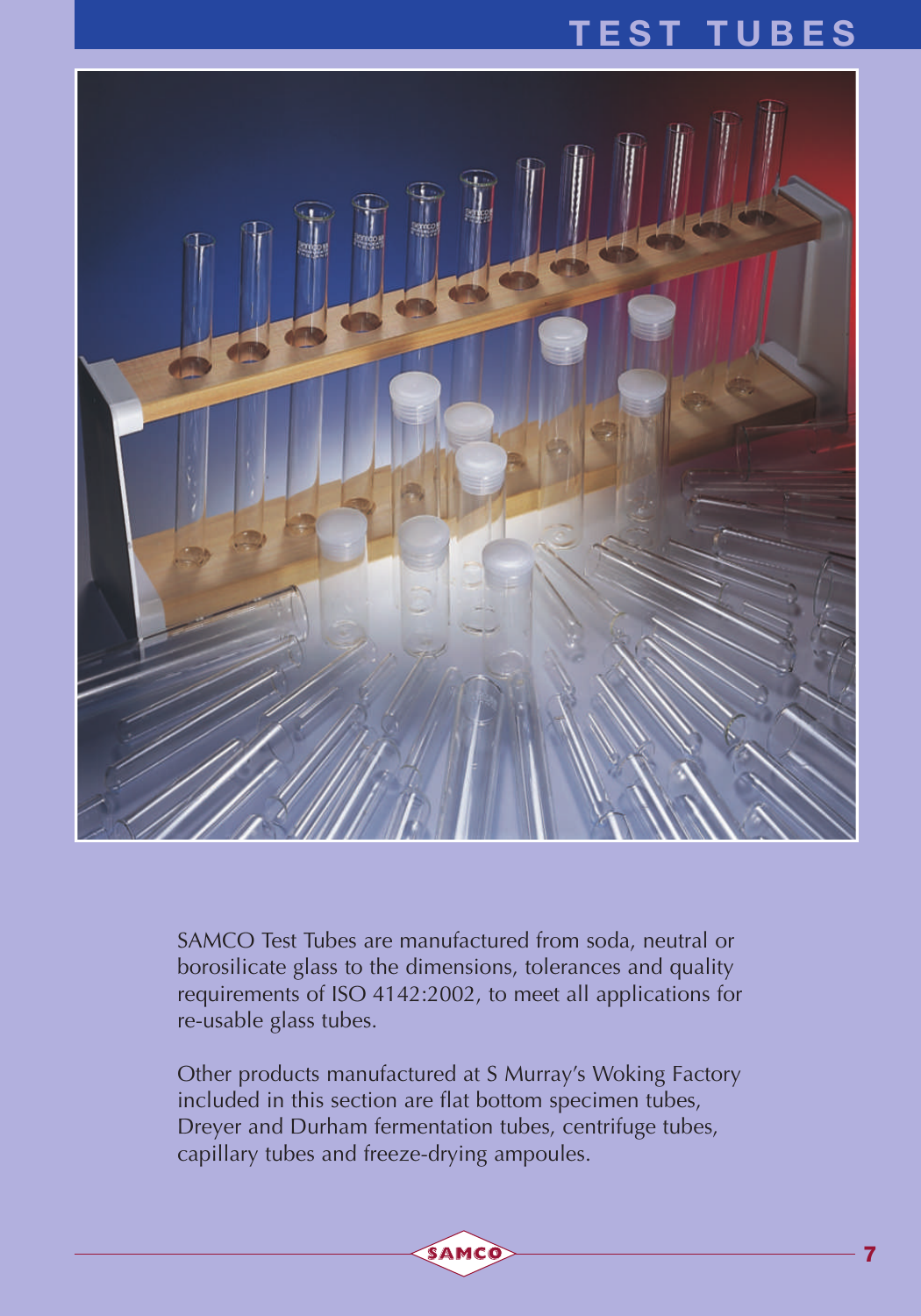# TEST TUBES

SAMCO Test Tubes are manufactured from soda, neutral or borosilicate glass to the dimensions, tolerances and quality requirements of ISO 4142:2002, to meet all applications for re-usable glass tubes.

Other products manufactured at S Murray's Woking Factory included in this section are flat bottom specimen tubes, Dreyer and Durham fermentation tubes, centrifuge tubes, capillary tubes and freeze-drying ampoules.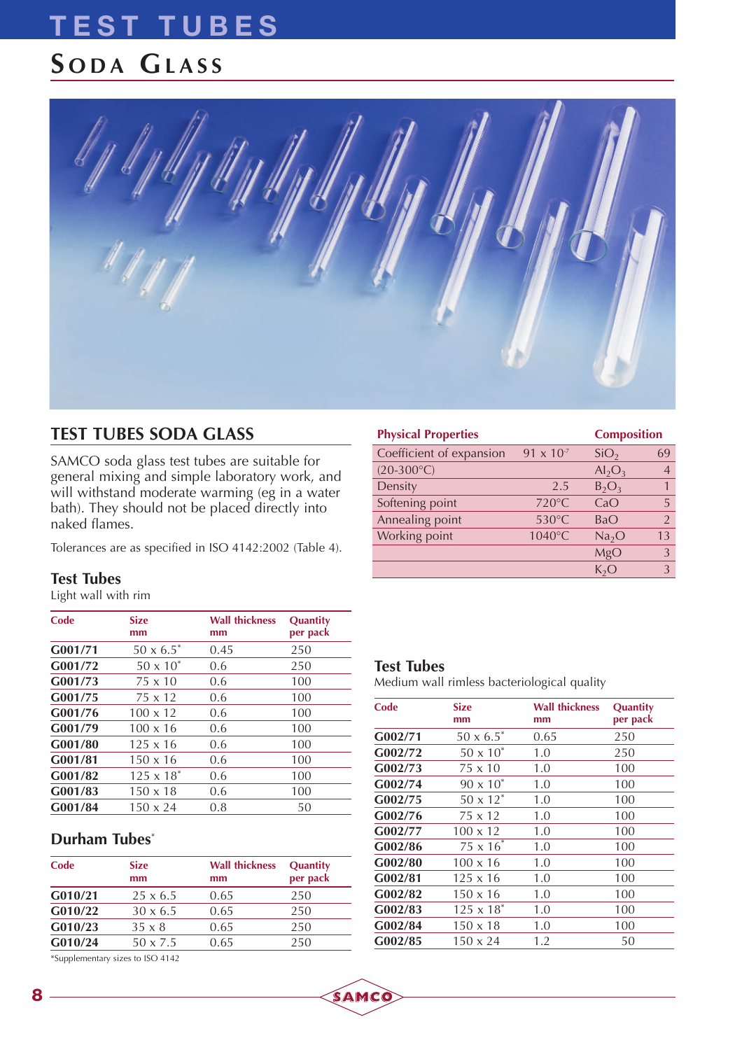# TEST TUBES

## SODA GLASS

## TEST TUBES SODA GLASS

SAMCO soda glass test tubes are suitable for general mixing and simple laboratory work, and will withstand moderate warming (eg in a water bath). They should not be placed directly into naked flames.

Tolerances are as specified in ISO 4142:2002 (Table 4).

### Test Tubes

Light wall with rim

| Code | Size mm | Wall thickness mm | Quantity per pack |
|---|---|---|---|
| **G001/71** | 50 x 6.5* | 0.45 | 250 |
| **G001/72** | 50 x 10* | 0.6 | 250 |
| **G001/73** | 75 x 10 | 0.6 | 100 |
| **G001/75** | 75 x 12 | 0.6 | 100 |
| **G001/76** | 100 x 12 | 0.6 | 100 |
| **G001/79** | 100 x 16 | 0.6 | 100 |
| **G001/80** | 125 x 16 | 0.6 | 100 |
| **G001/81** | 150 x 16 | 0.6 | 100 |
| **G001/82** | 125 x 18* | 0.6 | 100 |
| **G001/83** | 150 x 18 | 0.6 | 100 |
| **G001/84** | 150 x 24 | 0.8 | 50 |

### Durham Tubes*

| Code | Size mm | Wall thickness mm | Quantity per pack |
|---|---|---|---|
| **G010/21** | 25 x 6.5 | 0.65 | 250 |
| **G010/22** | 30 x 6.5 | 0.65 | 250 |
| **G010/23** | 35 x 8 | 0.65 | 250 |
| **G010/24** | 50 x 7.5 | 0.65 | 250 |

*Supplementary sizes to ISO 4142

| Physical Properties | | Composition | |
|---|---|---|---|
| Coefficient of expansion | 91 x $10^{-7}$ | $SiO_2$ | 69 |
| (20-300°C) | | $Al_2O_3$ | 4 |
| Density | 2.5 | $B_2O_3$ | 1 |
| Softening point | 720°C | CaO | 5 |
| Annealing point | 530°C | BaO | 2 |
| Working point | 1040°C | $Na_2O$ | 13 |
| | | MgO | 3 |
| | | $K_2O$ | 3 |

### Test Tubes

Medium wall rimless bacteriological quality

| Code | Size mm | Wall thickness mm | Quantity per pack |
|---|---|---|---|
| **G002/71** | 50 x 6.5* | 0.65 | 250 |
| **G002/72** | 50 x 10* | 1.0 | 250 |
| **G002/73** | 75 x 10 | 1.0 | 100 |
| **G002/74** | 90 x 10* | 1.0 | 100 |
| **G002/75** | 50 x 12* | 1.0 | 100 |
| **G002/76** | 75 x 12 | 1.0 | 100 |
| **G002/77** | 100 x 12 | 1.0 | 100 |
| **G002/86** | 75 x 16* | 1.0 | 100 |
| **G002/80** | 100 x 16 | 1.0 | 100 |
| **G002/81** | 125 x 16 | 1.0 | 100 |
| **G002/82** | 150 x 16 | 1.0 | 100 |
| **G002/83** | 125 x 18* | 1.0 | 100 |
| **G002/84** | 150 x 18 | 1.0 | 100 |
| **G002/85** | 150 x 24 | 1.2 | 50 |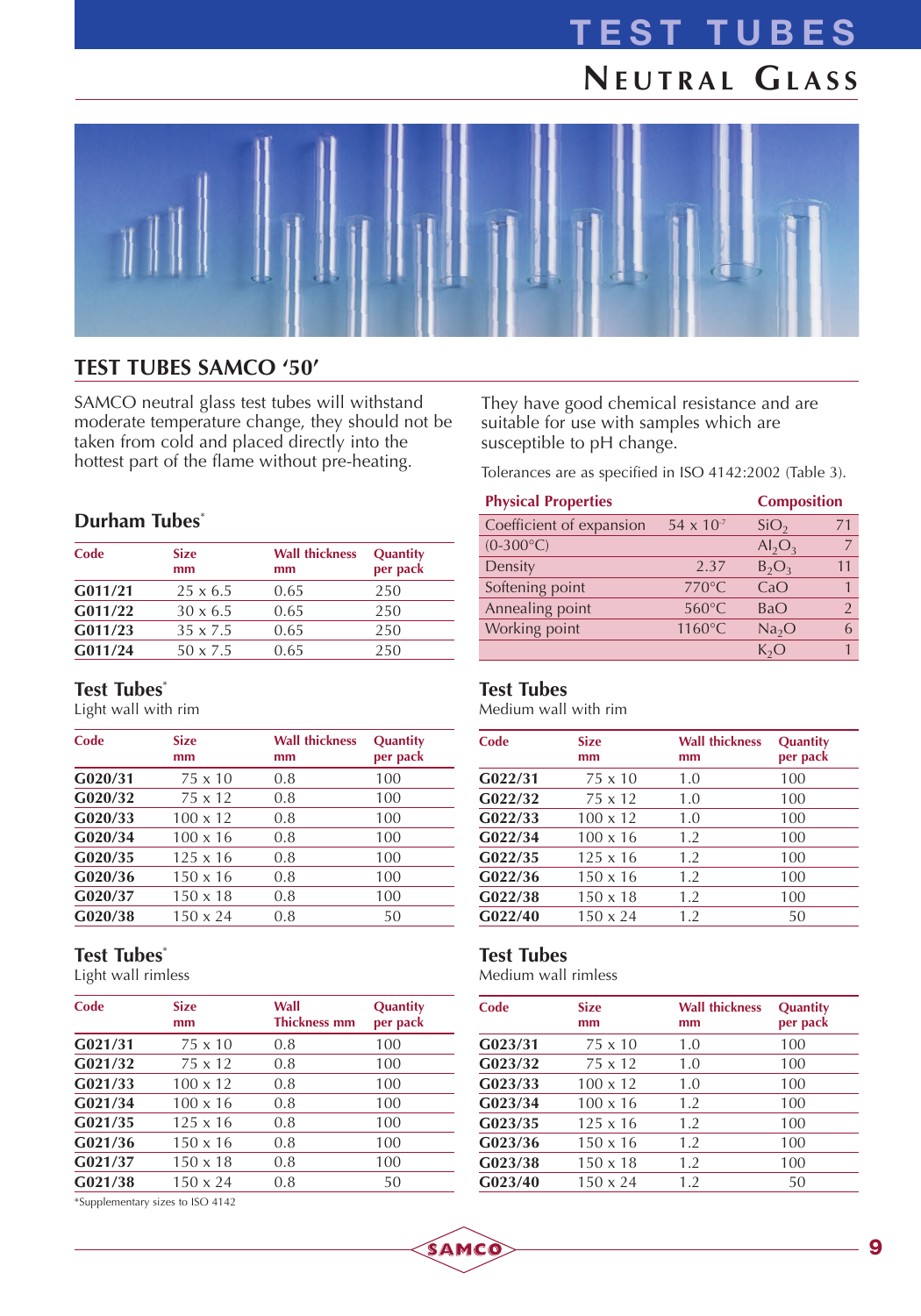# TEST TUBES

## NEUTRAL GLASS

## TEST TUBES SAMCO '50'

SAMCO neutral glass test tubes will withstand moderate temperature change, they should not be taken from cold and placed directly into the hottest part of the flame without pre-heating.

They have good chemical resistance and are suitable for use with samples which are susceptible to pH change.

Tolerances are as specified in ISO 4142:2002 (Table 3).

| Physical Properties | | Composition | |
|---|---|---|---|
| Coefficient of expansion (0-300°C) | 54 x $10^{-7}$ | $SiO_2$ | 71 |
| | | $Al_2O_3$ | 7 |
| Density | 2.37 | $B_2O_3$ | 11 |
| Softening point | 770°C | CaO | 1 |
| Annealing point | 560°C | BaO | 2 |
| Working point | 1160°C | $Na_2O$ | 6 |
| | | $K_2O$ | 1 |

### Durham Tubes*

| Code | Size mm | Wall thickness mm | Quantity per pack |
|---|---|---|---|
| G011/21 | 25 x 6.5 | 0.65 | 250 |
| G011/22 | 30 x 6.5 | 0.65 | 250 |
| G011/23 | 35 x 7.5 | 0.65 | 250 |
| G011/24 | 50 x 7.5 | 0.65 | 250 |

### Test Tubes*

Light wall with rim

| Code | Size mm | Wall thickness mm | Quantity per pack |
|---|---|---|---|
| G020/31 | 75 x 10 | 0.8 | 100 |
| G020/32 | 75 x 12 | 0.8 | 100 |
| G020/33 | 100 x 12 | 0.8 | 100 |
| G020/34 | 100 x 16 | 0.8 | 100 |
| G020/35 | 125 x 16 | 0.8 | 100 |
| G020/36 | 150 x 16 | 0.8 | 100 |
| G020/37 | 150 x 18 | 0.8 | 100 |
| G020/38 | 150 x 24 | 0.8 | 50 |

### Test Tubes*

Light wall rimless

| Code | Size mm | Wall Thickness mm | Quantity per pack |
|---|---|---|---|
| G021/31 | 75 x 10 | 0.8 | 100 |
| G021/32 | 75 x 12 | 0.8 | 100 |
| G021/33 | 100 x 12 | 0.8 | 100 |
| G021/34 | 100 x 16 | 0.8 | 100 |
| G021/35 | 125 x 16 | 0.8 | 100 |
| G021/36 | 150 x 16 | 0.8 | 100 |
| G021/37 | 150 x 18 | 0.8 | 100 |
| G021/38 | 150 x 24 | 0.8 | 50 |

*Supplementary sizes to ISO 4142

### Test Tubes

Medium wall with rim

| Code | Size mm | Wall thickness mm | Quantity per pack |
|---|---|---|---|
| G022/31 | 75 x 10 | 1.0 | 100 |
| G022/32 | 75 x 12 | 1.0 | 100 |
| G022/33 | 100 x 12 | 1.0 | 100 |
| G022/34 | 100 x 16 | 1.2 | 100 |
| G022/35 | 125 x 16 | 1.2 | 100 |
| G022/36 | 150 x 16 | 1.2 | 100 |
| G022/38 | 150 x 18 | 1.2 | 100 |
| G022/40 | 150 x 24 | 1.2 | 50 |

### Test Tubes

Medium wall rimless

| Code | Size mm | Wall thickness mm | Quantity per pack |
|---|---|---|---|
| G023/31 | 75 x 10 | 1.0 | 100 |
| G023/32 | 75 x 12 | 1.0 | 100 |
| G023/33 | 100 x 12 | 1.0 | 100 |
| G023/34 | 100 x 16 | 1.2 | 100 |
| G023/35 | 125 x 16 | 1.2 | 100 |
| G023/36 | 150 x 16 | 1.2 | 100 |
| G023/38 | 150 x 18 | 1.2 | 100 |
| G023/40 | 150 x 24 | 1.2 | 50 |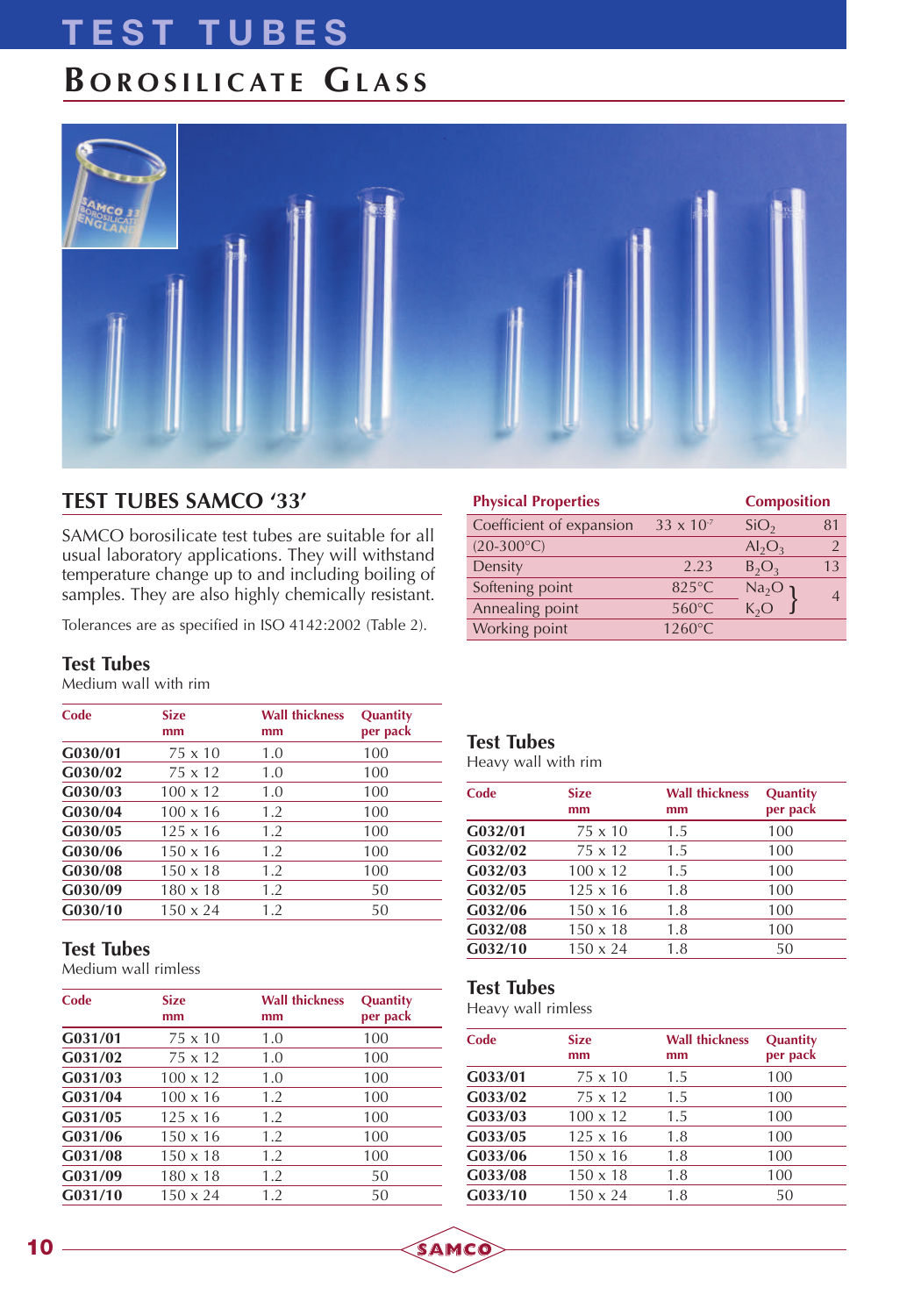# TEST TUBES

## BOROSILICATE GLASS

### TEST TUBES SAMCO '33'

SAMCO borosilicate test tubes are suitable for all usual laboratory applications. They will withstand temperature change up to and including boiling of samples. They are also highly chemically resistant.

Tolerances are as specified in ISO 4142:2002 (Table 2).

| Physical Properties | | Composition | |
|---|---|---|---|
| Coefficient of expansion (20-300°C) | 33 x $10^{-7}$ | $SiO_2$ | 81 |
| | | $Al_2O_3$ | 2 |
| Density | 2.23 | $B_2O_3$ | 13 |
| Softening point | 825°C | $Na_2O$ / $K_2O$ | 4 |
| Annealing point | 560°C | | |
| Working point | 1260°C | | |

### Test Tubes

Medium wall with rim

| Code | Size mm | Wall thickness mm | Quantity per pack |
|---|---|---|---|
| **G030/01** | 75 x 10 | 1.0 | 100 |
| **G030/02** | 75 x 12 | 1.0 | 100 |
| **G030/03** | 100 x 12 | 1.0 | 100 |
| **G030/04** | 100 x 16 | 1.2 | 100 |
| **G030/05** | 125 x 16 | 1.2 | 100 |
| **G030/06** | 150 x 16 | 1.2 | 100 |
| **G030/08** | 150 x 18 | 1.2 | 100 |
| **G030/09** | 180 x 18 | 1.2 | 50 |
| **G030/10** | 150 x 24 | 1.2 | 50 |

### Test Tubes

Medium wall rimless

| Code | Size mm | Wall thickness mm | Quantity per pack |
|---|---|---|---|
| **G031/01** | 75 x 10 | 1.0 | 100 |
| **G031/02** | 75 x 12 | 1.0 | 100 |
| **G031/03** | 100 x 12 | 1.0 | 100 |
| **G031/04** | 100 x 16 | 1.2 | 100 |
| **G031/05** | 125 x 16 | 1.2 | 100 |
| **G031/06** | 150 x 16 | 1.2 | 100 |
| **G031/08** | 150 x 18 | 1.2 | 100 |
| **G031/09** | 180 x 18 | 1.2 | 50 |
| **G031/10** | 150 x 24 | 1.2 | 50 |

### Test Tubes

Heavy wall with rim

| Code | Size mm | Wall thickness mm | Quantity per pack |
|---|---|---|---|
| **G032/01** | 75 x 10 | 1.5 | 100 |
| **G032/02** | 75 x 12 | 1.5 | 100 |
| **G032/03** | 100 x 12 | 1.5 | 100 |
| **G032/05** | 125 x 16 | 1.8 | 100 |
| **G032/06** | 150 x 16 | 1.8 | 100 |
| **G032/08** | 150 x 18 | 1.8 | 100 |
| **G032/10** | 150 x 24 | 1.8 | 50 |

### Test Tubes

Heavy wall rimless

| Code | Size mm | Wall thickness mm | Quantity per pack |
|---|---|---|---|
| **G033/01** | 75 x 10 | 1.5 | 100 |
| **G033/02** | 75 x 12 | 1.5 | 100 |
| **G033/03** | 100 x 12 | 1.5 | 100 |
| **G033/05** | 125 x 16 | 1.8 | 100 |
| **G033/06** | 150 x 16 | 1.8 | 100 |
| **G033/08** | 150 x 18 | 1.8 | 100 |
| **G033/10** | 150 x 24 | 1.8 | 50 |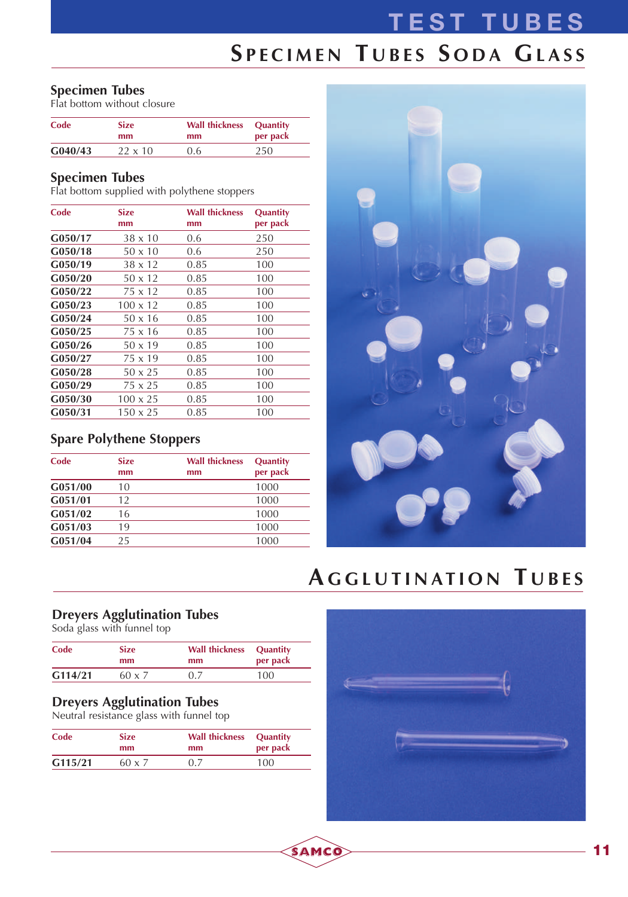# TEST TUBES

## Specimen Tubes Soda Glass

### Specimen Tubes

Flat bottom without closure

| Code | Size mm | Wall thickness mm | Quantity per pack |
|---|---|---|---|
| G040/43 | 22 x 10 | 0.6 | 250 |

### Specimen Tubes

Flat bottom supplied with polythene stoppers

| Code | Size mm | Wall thickness mm | Quantity per pack |
|---|---|---|---|
| G050/17 | 38 x 10 | 0.6 | 250 |
| G050/18 | 50 x 10 | 0.6 | 250 |
| G050/19 | 38 x 12 | 0.85 | 100 |
| G050/20 | 50 x 12 | 0.85 | 100 |
| G050/22 | 75 x 12 | 0.85 | 100 |
| G050/23 | 100 x 12 | 0.85 | 100 |
| G050/24 | 50 x 16 | 0.85 | 100 |
| G050/25 | 75 x 16 | 0.85 | 100 |
| G050/26 | 50 x 19 | 0.85 | 100 |
| G050/27 | 75 x 19 | 0.85 | 100 |
| G050/28 | 50 x 25 | 0.85 | 100 |
| G050/29 | 75 x 25 | 0.85 | 100 |
| G050/30 | 100 x 25 | 0.85 | 100 |
| G050/31 | 150 x 25 | 0.85 | 100 |

### Spare Polythene Stoppers

| Code | Size mm | Wall thickness mm | Quantity per pack |
|---|---|---|---|
| G051/00 | 10 | | 1000 |
| G051/01 | 12 | | 1000 |
| G051/02 | 16 | | 1000 |
| G051/03 | 19 | | 1000 |
| G051/04 | 25 | | 1000 |

## Agglutination Tubes

### Dreyers Agglutination Tubes

Soda glass with funnel top

| Code | Size mm | Wall thickness mm | Quantity per pack |
|---|---|---|---|
| G114/21 | 60 x 7 | 0.7 | 100 |

### Dreyers Agglutination Tubes

Neutral resistance glass with funnel top

| Code | Size mm | Wall thickness mm | Quantity per pack |
|---|---|---|---|
| G115/21 | 60 x 7 | 0.7 | 100 |

SAMCO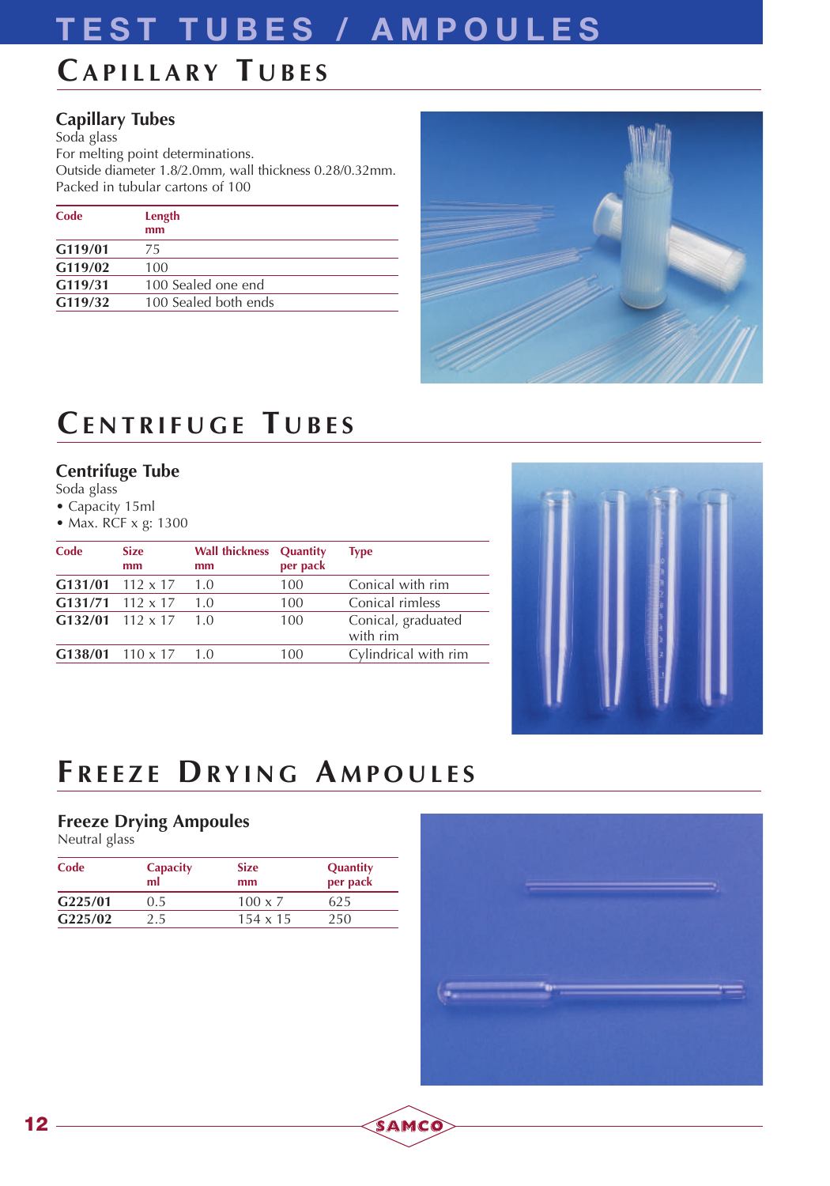# TEST TUBES / AMPOULES

## CAPILLARY TUBES

### Capillary Tubes

Soda glass
For melting point determinations.
Outside diameter 1.8/2.0mm, wall thickness 0.28/0.32mm.
Packed in tubular cartons of 100

| Code | Length mm |
|---|---|
| **G119/01** | 75 |
| **G119/02** | 100 |
| **G119/31** | 100 Sealed one end |
| **G119/32** | 100 Sealed both ends |

## CENTRIFUGE TUBES

### Centrifuge Tube

Soda glass

- Capacity 15ml
- Max. RCF x g: 1300

| Code | Size mm | Wall thickness mm | Quantity per pack | Type |
|---|---|---|---|---|
| **G131/01** | 112 x 17 | 1.0 | 100 | Conical with rim |
| **G131/71** | 112 x 17 | 1.0 | 100 | Conical rimless |
| **G132/01** | 112 x 17 | 1.0 | 100 | Conical, graduated with rim |
| **G138/01** | 110 x 17 | 1.0 | 100 | Cylindrical with rim |

## FREEZE DRYING AMPOULES

### Freeze Drying Ampoules

Neutral glass

| Code | Capacity ml | Size mm | Quantity per pack |
|---|---|---|---|
| **G225/01** | 0.5 | 100 x 7 | 625 |
| **G225/02** | 2.5 | 154 x 15 | 250 |

SAMCO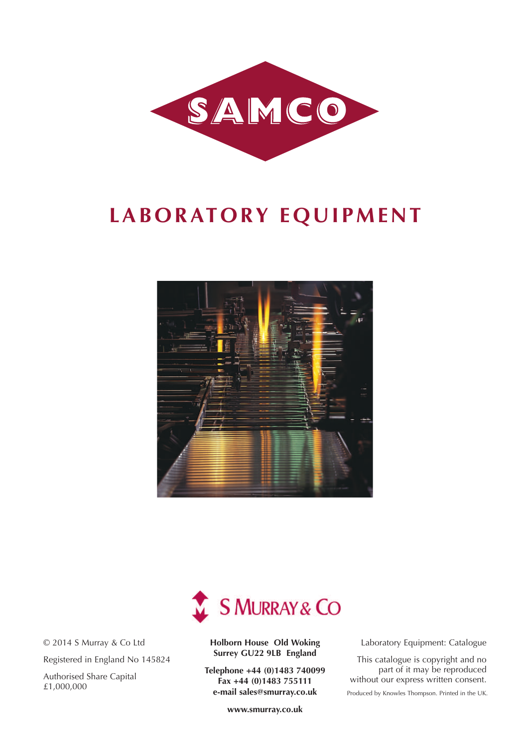SAMCO

# LABORATORY EQUIPMENT

S MURRAY & CO

© 2014 S Murray & Co Ltd

Registered in England No 145824

Authorised Share Capital
£1,000,000

**Holborn House Old Woking**
**Surrey GU22 9LB England**

**Telephone +44 (0)1483 740099**
**Fax +44 (0)1483 755111**
**e-mail sales@smurray.co.uk**

**www.smurray.co.uk**

Laboratory Equipment: Catalogue

This catalogue is copyright and no part of it may be reproduced without our express written consent.

Produced by Knowles Thompson. Printed in the UK.